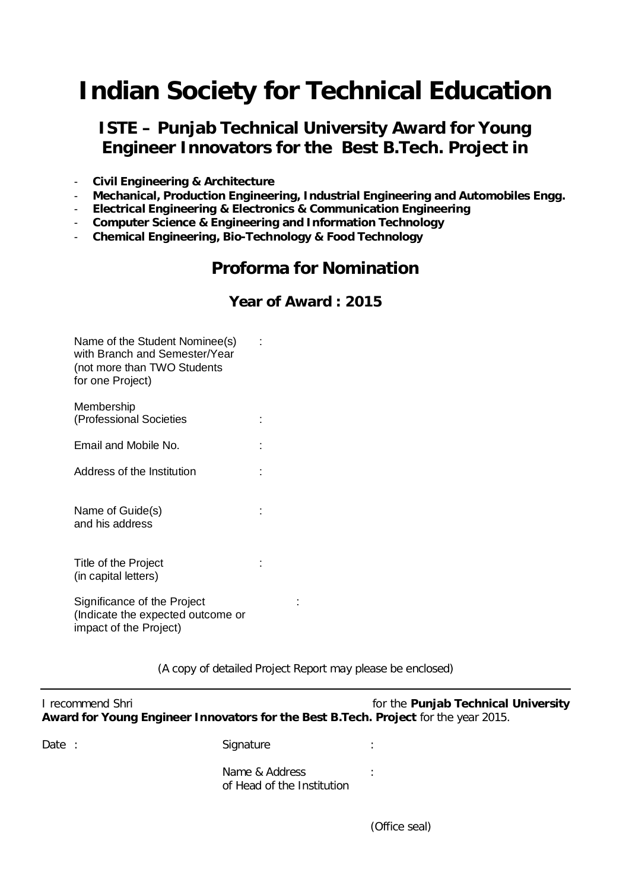# Indian Society for Technical Education

## ISTE – Punjab Technical University Award for Young Engineer Innovators for the Best B.Tech. Project in

- **Civil Engineering & Architecture**
- **Mechanical, Production Engineering, Industrial Engineering and Automobiles Engg.**
- **Electrical Engineering & Electronics & Communication Engineering**
- **Computer Science & Engineering and Information Technology**
- **Chemical Engineering, Bio-Technology & Food Technology**

## Proforma for Nomination

### Year of Award : 2015

Name of the Student Nominee(s) with Branch and Semester/Year (not more than TWO Students for one Project) :

Membership (Professional Societies :

Email and Mobile No. :

Address of the Institution :

Name of Guide(s) and his address :

Title of the Project (in capital letters) :

Significance of the Project (Indicate the expected outcome or impact of the Project) :

(A copy of detailed Project Report may please be enclosed)

---

I recommend Shri for the **Punjab Technical University Award for Young Engineer Innovators for the Best B.Tech. Project** for the year 2015.

Date :

Signature :

Name & Address of Head of the Institution :

(Office seal)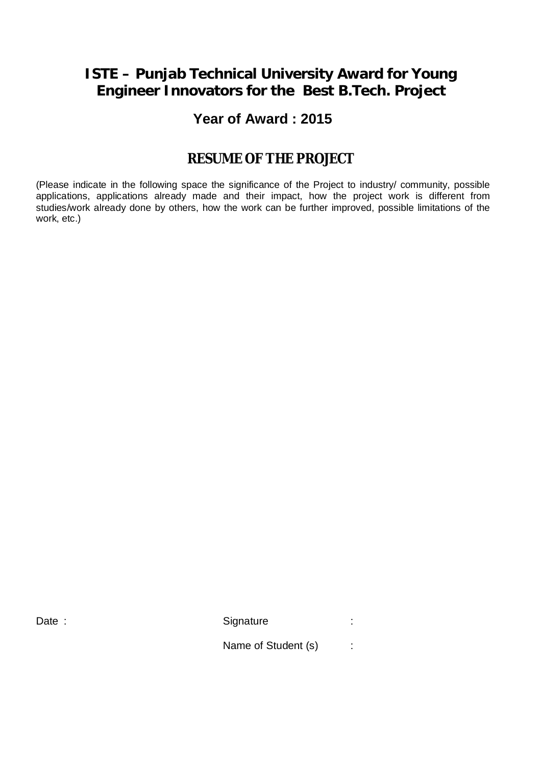# ISTE – Punjab Technical University Award for Young Engineer Innovators for the Best B.Tech. Project

## Year of Award : 2015

## RESUME OF THE PROJECT

(Please indicate in the following space the significance of the Project to industry/ community, possible applications, applications already made and their impact, how the project work is different from studies/work already done by others, how the work can be further improved, possible limitations of the work, etc.)

Date :

Signature :

Name of Student (s) :